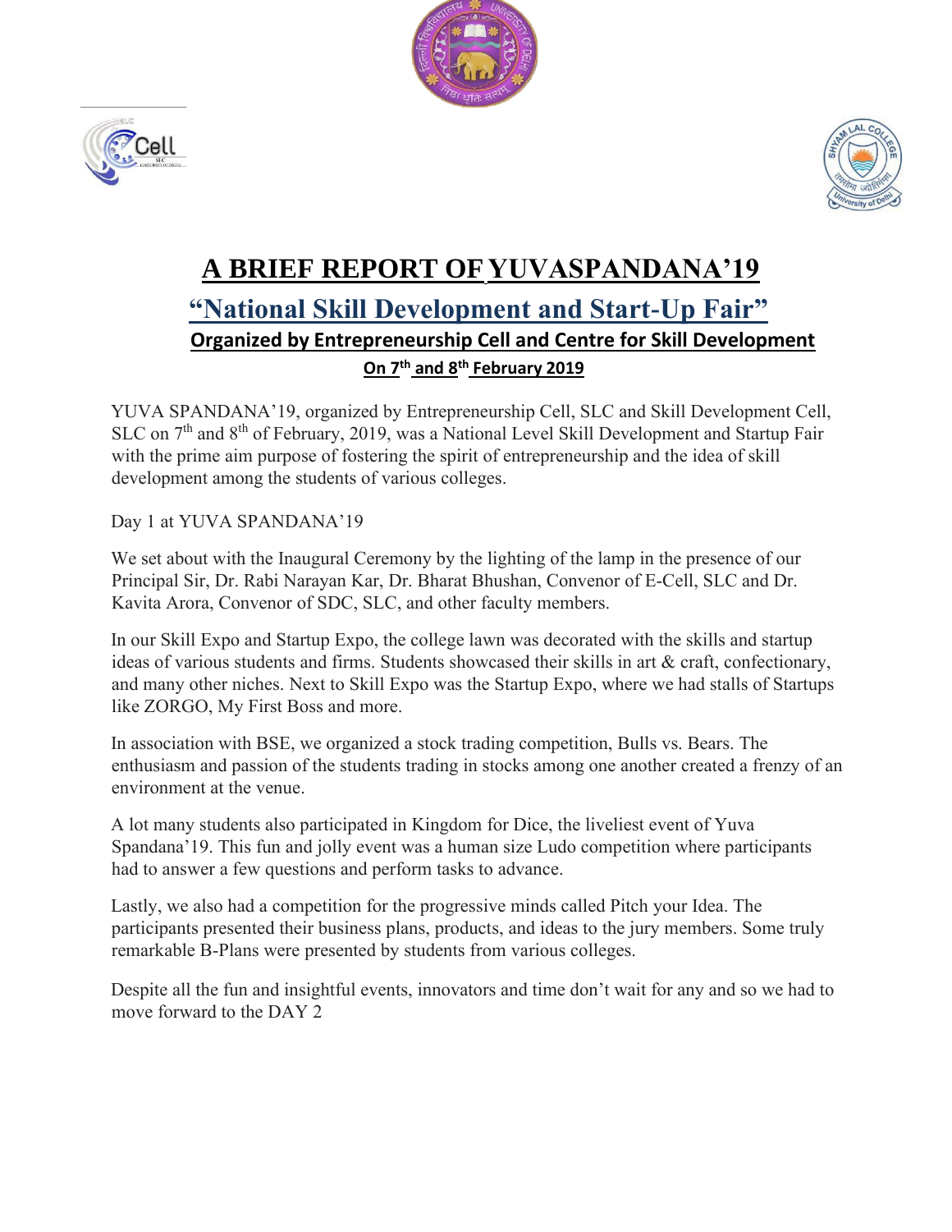# A BRIEF REPORT OF YUVASPANDANA'19

## "National Skill Development and Start-Up Fair"

### Organized by Entrepreneurship Cell and Centre for Skill Development

**On 7th and 8th February 2019**

YUVA SPANDANA'19, organized by Entrepreneurship Cell, SLC and Skill Development Cell, SLC on 7th and 8th of February, 2019, was a National Level Skill Development and Startup Fair with the prime aim purpose of fostering the spirit of entrepreneurship and the idea of skill development among the students of various colleges.

Day 1 at YUVA SPANDANA'19

We set about with the Inaugural Ceremony by the lighting of the lamp in the presence of our Principal Sir, Dr. Rabi Narayan Kar, Dr. Bharat Bhushan, Convenor of E-Cell, SLC and Dr. Kavita Arora, Convenor of SDC, SLC, and other faculty members.

In our Skill Expo and Startup Expo, the college lawn was decorated with the skills and startup ideas of various students and firms. Students showcased their skills in art & craft, confectionary, and many other niches. Next to Skill Expo was the Startup Expo, where we had stalls of Startups like ZORGO, My First Boss and more.

In association with BSE, we organized a stock trading competition, Bulls vs. Bears. The enthusiasm and passion of the students trading in stocks among one another created a frenzy of an environment at the venue.

A lot many students also participated in Kingdom for Dice, the liveliest event of Yuva Spandana'19. This fun and jolly event was a human size Ludo competition where participants had to answer a few questions and perform tasks to advance.

Lastly, we also had a competition for the progressive minds called Pitch your Idea. The participants presented their business plans, products, and ideas to the jury members. Some truly remarkable B-Plans were presented by students from various colleges.

Despite all the fun and insightful events, innovators and time don't wait for any and so we had to move forward to the DAY 2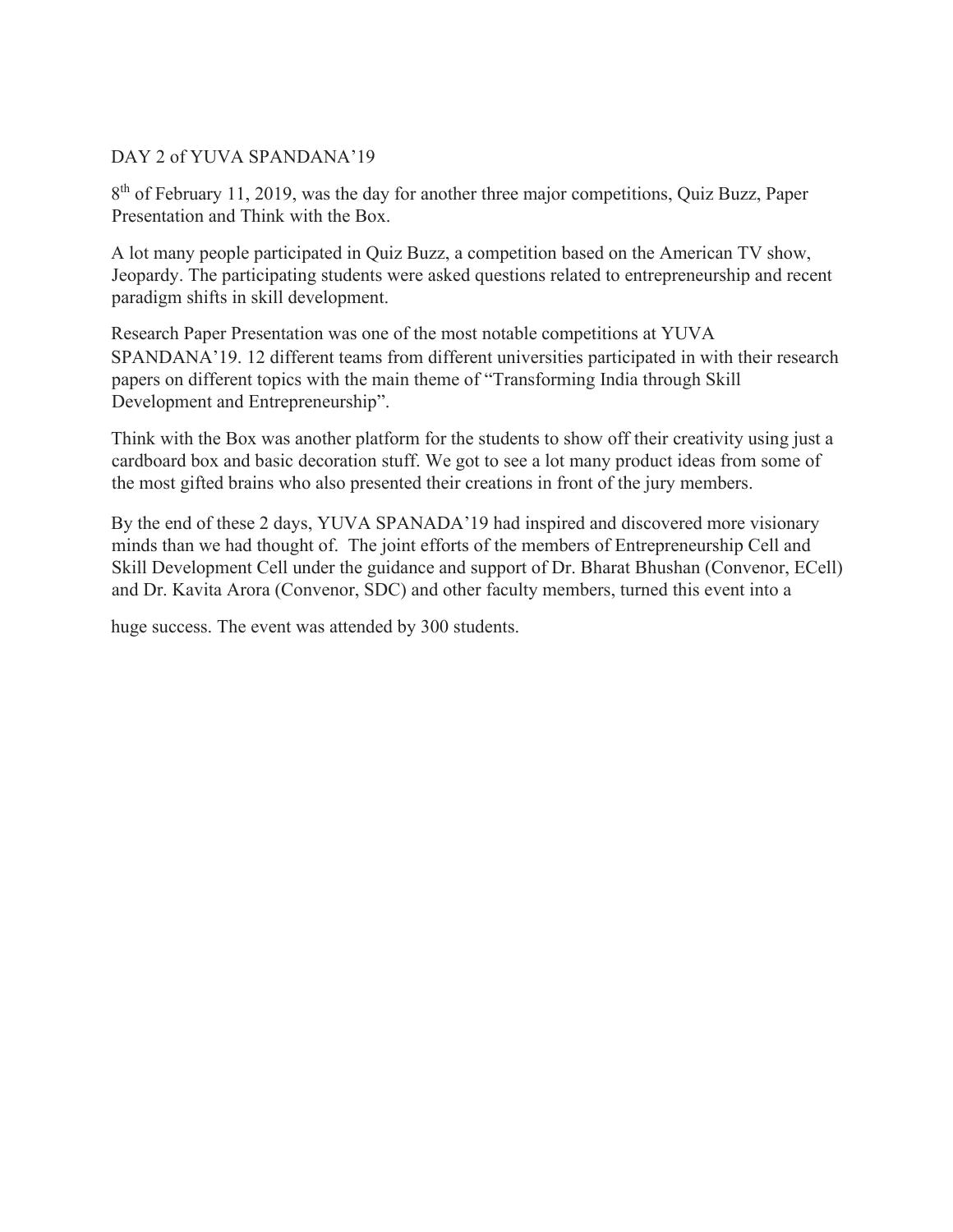DAY 2 of YUVA SPANDANA'19

8th of February 11, 2019, was the day for another three major competitions, Quiz Buzz, Paper Presentation and Think with the Box.

A lot many people participated in Quiz Buzz, a competition based on the American TV show, Jeopardy. The participating students were asked questions related to entrepreneurship and recent paradigm shifts in skill development.

Research Paper Presentation was one of the most notable competitions at YUVA SPANDANA'19. 12 different teams from different universities participated in with their research papers on different topics with the main theme of "Transforming India through Skill Development and Entrepreneurship".

Think with the Box was another platform for the students to show off their creativity using just a cardboard box and basic decoration stuff. We got to see a lot many product ideas from some of the most gifted brains who also presented their creations in front of the jury members.

By the end of these 2 days, YUVA SPANADA'19 had inspired and discovered more visionary minds than we had thought of. The joint efforts of the members of Entrepreneurship Cell and Skill Development Cell under the guidance and support of Dr. Bharat Bhushan (Convenor, ECell) and Dr. Kavita Arora (Convenor, SDC) and other faculty members, turned this event into a huge success. The event was attended by 300 students.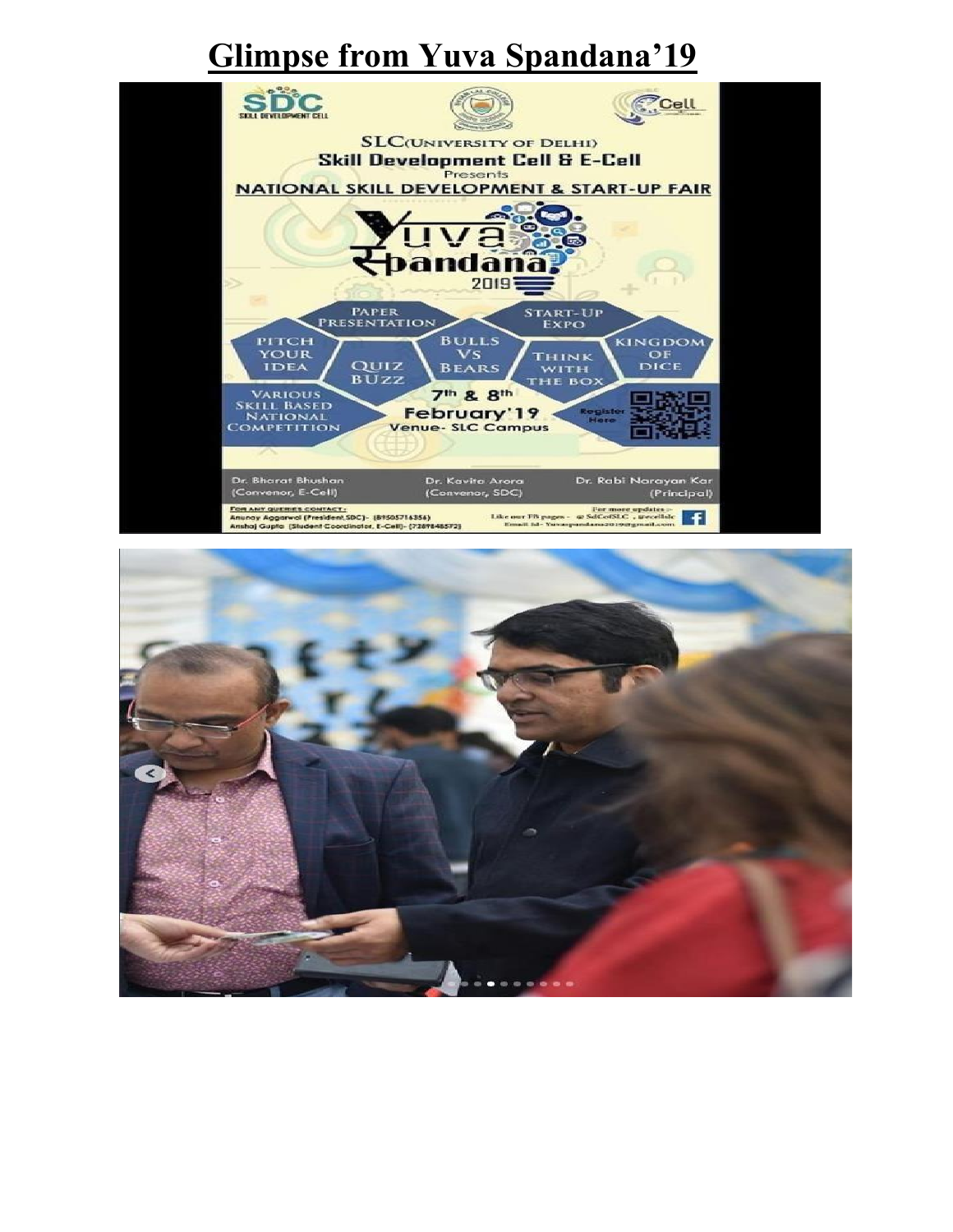# Glimpse from Yuva Spandana'19